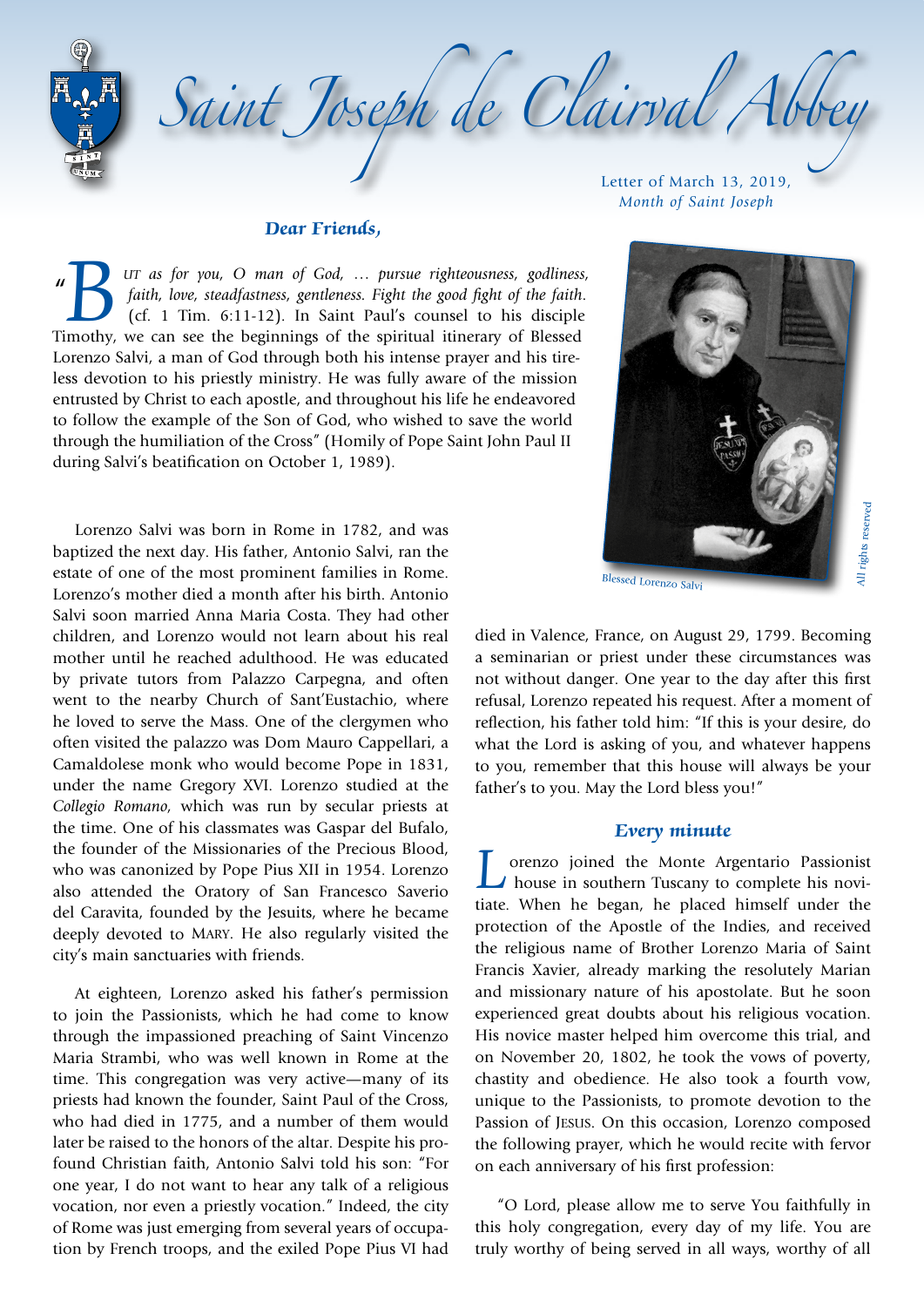# Saint Joseph de Clairval Abbey

Letter of March 13, 2019,
*Month of Saint Joseph*

## *Dear Friends,*

"But *as for you, O man of God, … pursue righteousness, godliness, faith, love, steadfastness, gentleness. Fight the good fight of the faith.* (cf. 1 Tim. 6:11-12). In Saint Paul's counsel to his disciple Timothy, we can see the beginnings of the spiritual itinerary of Blessed Lorenzo Salvi, a man of God through both his intense prayer and his tireless devotion to his priestly ministry. He was fully aware of the mission entrusted by Christ to each apostle, and throughout his life he endeavored to follow the example of the Son of God, who wished to save the world through the humiliation of the Cross" (Homily of Pope Saint John Paul II during Salvi's beatification on October 1, 1989).

Blessed Lorenzo Salvi

Lorenzo Salvi was born in Rome in 1782, and was baptized the next day. His father, Antonio Salvi, ran the estate of one of the most prominent families in Rome. Lorenzo's mother died a month after his birth. Antonio Salvi soon married Anna Maria Costa. They had other children, and Lorenzo would not learn about his real mother until he reached adulthood. He was educated by private tutors from Palazzo Carpegna, and often went to the nearby Church of Sant'Eustachio, where he loved to serve the Mass. One of the clergymen who often visited the palazzo was Dom Mauro Cappellari, a Camaldolese monk who would become Pope in 1831, under the name Gregory XVI. Lorenzo studied at the *Collegio Romano*, which was run by secular priests at the time. One of his classmates was Gaspar del Bufalo, the founder of the Missionaries of the Precious Blood, who was canonized by Pope Pius XII in 1954. Lorenzo also attended the Oratory of San Francesco Saverio del Caravita, founded by the Jesuits, where he became deeply devoted to Mary. He also regularly visited the city's main sanctuaries with friends.

At eighteen, Lorenzo asked his father's permission to join the Passionists, which he had come to know through the impassioned preaching of Saint Vincenzo Maria Strambi, who was well known in Rome at the time. This congregation was very active—many of its priests had known the founder, Saint Paul of the Cross, who had died in 1775, and a number of them would later be raised to the honors of the altar. Despite his profound Christian faith, Antonio Salvi told his son: "For one year, I do not want to hear any talk of a religious vocation, nor even a priestly vocation." Indeed, the city of Rome was just emerging from several years of occupation by French troops, and the exiled Pope Pius VI had died in Valence, France, on August 29, 1799. Becoming a seminarian or priest under these circumstances was not without danger. One year to the day after this first refusal, Lorenzo repeated his request. After a moment of reflection, his father told him: "If this is your desire, do what the Lord is asking of you, and whatever happens to you, remember that this house will always be your father's to you. May the Lord bless you!"

## *Every minute*

Lorenzo joined the Monte Argentario Passionist house in southern Tuscany to complete his novitiate. When he began, he placed himself under the protection of the Apostle of the Indies, and received the religious name of Brother Lorenzo Maria of Saint Francis Xavier, already marking the resolutely Marian and missionary nature of his apostolate. But he soon experienced great doubts about his religious vocation. His novice master helped him overcome this trial, and on November 20, 1802, he took the vows of poverty, chastity and obedience. He also took a fourth vow, unique to the Passionists, to promote devotion to the Passion of Jesus. On this occasion, Lorenzo composed the following prayer, which he would recite with fervor on each anniversary of his first profession:

"O Lord, please allow me to serve You faithfully in this holy congregation, every day of my life. You are truly worthy of being served in all ways, worthy of all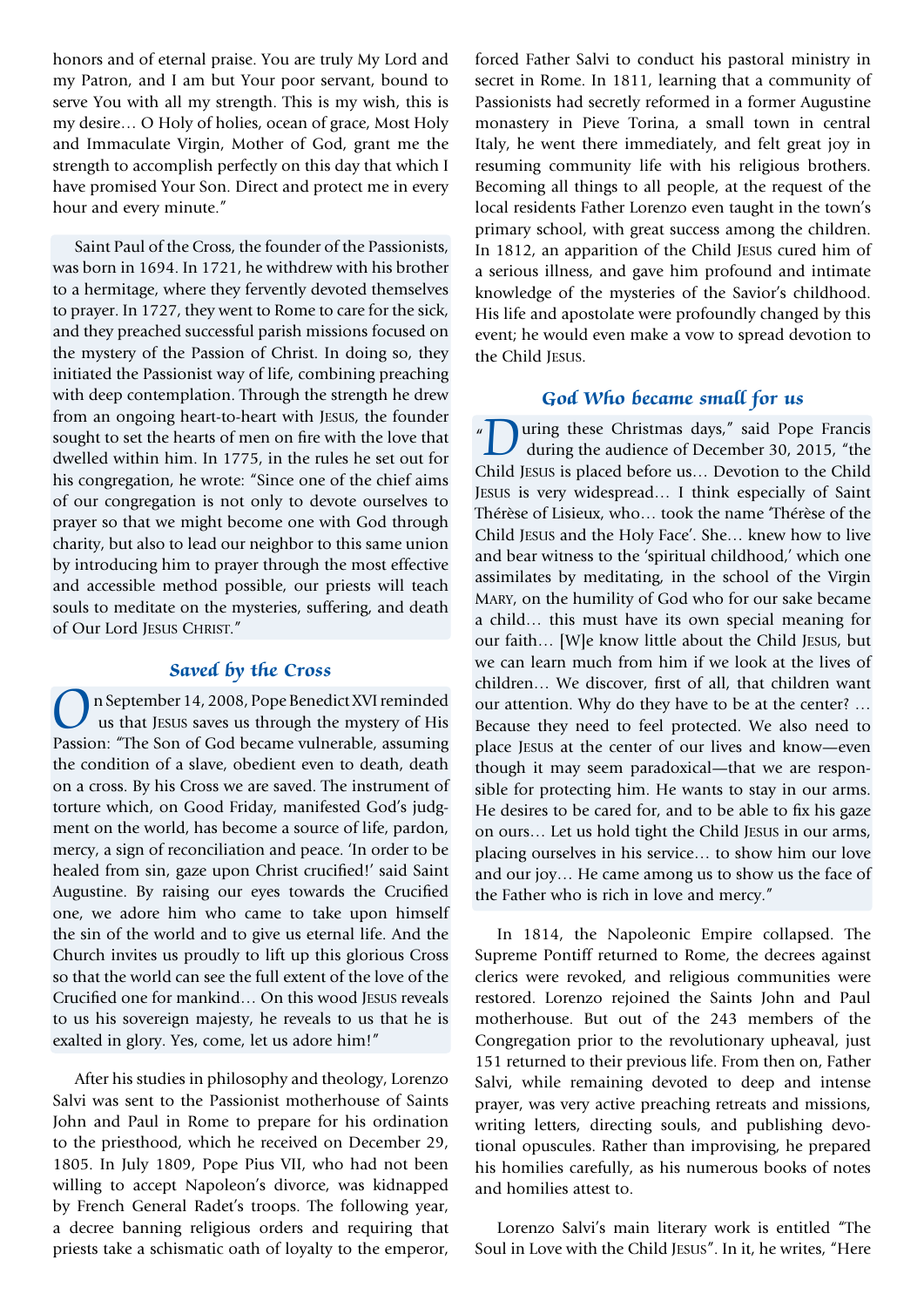honors and of eternal praise. You are truly My Lord and my Patron, and I am but Your poor servant, bound to serve You with all my strength. This is my wish, this is my desire… O Holy of holies, ocean of grace, Most Holy and Immaculate Virgin, Mother of God, grant me the strength to accomplish perfectly on this day that which I have promised Your Son. Direct and protect me in every hour and every minute."

Saint Paul of the Cross, the founder of the Passionists, was born in 1694. In 1721, he withdrew with his brother to a hermitage, where they fervently devoted themselves to prayer. In 1727, they went to Rome to care for the sick, and they preached successful parish missions focused on the mystery of the Passion of Christ. In doing so, they initiated the Passionist way of life, combining preaching with deep contemplation. Through the strength he drew from an ongoing heart-to-heart with Jesus, the founder sought to set the hearts of men on fire with the love that dwelled within him. In 1775, in the rules he set out for his congregation, he wrote: "Since one of the chief aims of our congregation is not only to devote ourselves to prayer so that we might become one with God through charity, but also to lead our neighbor to this same union by introducing him to prayer through the most effective and accessible method possible, our priests will teach souls to meditate on the mysteries, suffering, and death of Our Lord Jesus Christ."

## Saved by the Cross

On September 14, 2008, Pope Benedict XVI reminded us that Jesus saves us through the mystery of His Passion: "The Son of God became vulnerable, assuming the condition of a slave, obedient even to death, death on a cross. By his Cross we are saved. The instrument of torture which, on Good Friday, manifested God's judgment on the world, has become a source of life, pardon, mercy, a sign of reconciliation and peace. 'In order to be healed from sin, gaze upon Christ crucified!' said Saint Augustine. By raising our eyes towards the Crucified one, we adore him who came to take upon himself the sin of the world and to give us eternal life. And the Church invites us proudly to lift up this glorious Cross so that the world can see the full extent of the love of the Crucified one for mankind… On this wood Jesus reveals to us his sovereign majesty, he reveals to us that he is exalted in glory. Yes, come, let us adore him!"

After his studies in philosophy and theology, Lorenzo Salvi was sent to the Passionist motherhouse of Saints John and Paul in Rome to prepare for his ordination to the priesthood, which he received on December 29, 1805. In July 1809, Pope Pius VII, who had not been willing to accept Napoleon's divorce, was kidnapped by French General Radet's troops. The following year, a decree banning religious orders and requiring that priests take a schismatic oath of loyalty to the emperor, forced Father Salvi to conduct his pastoral ministry in secret in Rome. In 1811, learning that a community of Passionists had secretly reformed in a former Augustine monastery in Pieve Torina, a small town in central Italy, he went there immediately, and felt great joy in resuming community life with his religious brothers. Becoming all things to all people, at the request of the local residents Father Lorenzo even taught in the town's primary school, with great success among the children. In 1812, an apparition of the Child Jesus cured him of a serious illness, and gave him profound and intimate knowledge of the mysteries of the Savior's childhood. His life and apostolate were profoundly changed by this event; he would even make a vow to spread devotion to the Child Jesus.

## God Who became small for us

"During these Christmas days," said Pope Francis during the audience of December 30, 2015, "the Child Jesus is placed before us… Devotion to the Child Jesus is very widespread… I think especially of Saint Thérèse of Lisieux, who… took the name 'Thérèse of the Child Jesus and the Holy Face'. She… knew how to live and bear witness to the 'spiritual childhood,' which one assimilates by meditating, in the school of the Virgin Mary, on the humility of God who for our sake became a child… this must have its own special meaning for our faith… [W]e know little about the Child Jesus, but we can learn much from him if we look at the lives of children… We discover, first of all, that children want our attention. Why do they have to be at the center? … Because they need to feel protected. We also need to place Jesus at the center of our lives and know—even though it may seem paradoxical—that we are responsible for protecting him. He wants to stay in our arms. He desires to be cared for, and to be able to fix his gaze on ours… Let us hold tight the Child Jesus in our arms, placing ourselves in his service… to show him our love and our joy… He came among us to show us the face of the Father who is rich in love and mercy."

In 1814, the Napoleonic Empire collapsed. The Supreme Pontiff returned to Rome, the decrees against clerics were revoked, and religious communities were restored. Lorenzo rejoined the Saints John and Paul motherhouse. But out of the 243 members of the Congregation prior to the revolutionary upheaval, just 151 returned to their previous life. From then on, Father Salvi, while remaining devoted to deep and intense prayer, was very active preaching retreats and missions, writing letters, directing souls, and publishing devotional opuscules. Rather than improvising, he prepared his homilies carefully, as his numerous books of notes and homilies attest to.

Lorenzo Salvi's main literary work is entitled "The Soul in Love with the Child Jesus". In it, he writes, "Here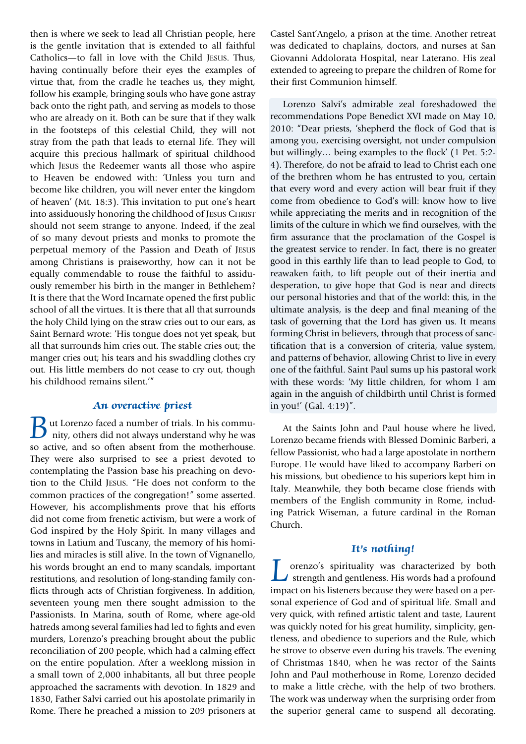then is where we seek to lead all Christian people, here is the gentle invitation that is extended to all faithful Catholics—to fall in love with the Child JESUS. Thus, having continually before their eyes the examples of virtue that, from the cradle he teaches us, they might, follow his example, bringing souls who have gone astray back onto the right path, and serving as models to those who are already on it. Both can be sure that if they walk in the footsteps of this celestial Child, they will not stray from the path that leads to eternal life. They will acquire this precious hallmark of spiritual childhood which JESUS the Redeemer wants all those who aspire to Heaven be endowed with: 'Unless you turn and become like children, you will never enter the kingdom of heaven' (Mt. 18:3). This invitation to put one's heart into assiduously honoring the childhood of JESUS CHRIST should not seem strange to anyone. Indeed, if the zeal of so many devout priests and monks to promote the perpetual memory of the Passion and Death of JESUS among Christians is praiseworthy, how can it not be equally commendable to rouse the faithful to assiduously remember his birth in the manger in Bethlehem? It is there that the Word Incarnate opened the first public school of all the virtues. It is there that all that surrounds the holy Child lying on the straw cries out to our ears, as Saint Bernard wrote: 'His tongue does not yet speak, but all that surrounds him cries out. The stable cries out; the manger cries out; his tears and his swaddling clothes cry out. His little members do not cease to cry out, though his childhood remains silent.'"

### *An overactive priest*

But Lorenzo faced a number of trials. In his community, others did not always understand why he was so active, and so often absent from the motherhouse. They were also surprised to see a priest devoted to contemplating the Passion base his preaching on devotion to the Child JESUS. "He does not conform to the common practices of the congregation!" some asserted. However, his accomplishments prove that his efforts did not come from frenetic activism, but were a work of God inspired by the Holy Spirit. In many villages and towns in Latium and Tuscany, the memory of his homilies and miracles is still alive. In the town of Vignanello, his words brought an end to many scandals, important restitutions, and resolution of long-standing family conflicts through acts of Christian forgiveness. In addition, seventeen young men there sought admission to the Passionists. In Marina, south of Rome, where age-old hatreds among several families had led to fights and even murders, Lorenzo's preaching brought about the public reconciliation of 200 people, which had a calming effect on the entire population. After a weeklong mission in a small town of 2,000 inhabitants, all but three people approached the sacraments with devotion. In 1829 and 1830, Father Salvi carried out his apostolate primarily in Rome. There he preached a mission to 209 prisoners at Castel Sant'Angelo, a prison at the time. Another retreat was dedicated to chaplains, doctors, and nurses at San Giovanni Addolorata Hospital, near Laterano. His zeal extended to agreeing to prepare the children of Rome for their first Communion himself.

Lorenzo Salvi's admirable zeal foreshadowed the recommendations Pope Benedict XVI made on May 10, 2010: "Dear priests, 'shepherd the flock of God that is among you, exercising oversight, not under compulsion but willingly… being examples to the flock' (1 Pet. 5:2-4). Therefore, do not be afraid to lead to Christ each one of the brethren whom he has entrusted to you, certain that every word and every action will bear fruit if they come from obedience to God's will: know how to live while appreciating the merits and in recognition of the limits of the culture in which we find ourselves, with the firm assurance that the proclamation of the Gospel is the greatest service to render. In fact, there is no greater good in this earthly life than to lead people to God, to reawaken faith, to lift people out of their inertia and desperation, to give hope that God is near and directs our personal histories and that of the world: this, in the ultimate analysis, is the deep and final meaning of the task of governing that the Lord has given us. It means forming Christ in believers, through that process of sanctification that is a conversion of criteria, value system, and patterns of behavior, allowing Christ to live in every one of the faithful. Saint Paul sums up his pastoral work with these words: 'My little children, for whom I am again in the anguish of childbirth until Christ is formed in you!' (Gal. 4:19)".

At the Saints John and Paul house where he lived, Lorenzo became friends with Blessed Dominic Barberi, a fellow Passionist, who had a large apostolate in northern Europe. He would have liked to accompany Barberi on his missions, but obedience to his superiors kept him in Italy. Meanwhile, they both became close friends with members of the English community in Rome, including Patrick Wiseman, a future cardinal in the Roman Church.

### *It's nothing!*

Lorenzo's spirituality was characterized by both strength and gentleness. His words had a profound impact on his listeners because they were based on a personal experience of God and of spiritual life. Small and very quick, with refined artistic talent and taste, Laurent was quickly noted for his great humility, simplicity, gentleness, and obedience to superiors and the Rule, which he strove to observe even during his travels. The evening of Christmas 1840, when he was rector of the Saints John and Paul motherhouse in Rome, Lorenzo decided to make a little crèche, with the help of two brothers. The work was underway when the surprising order from the superior general came to suspend all decorating.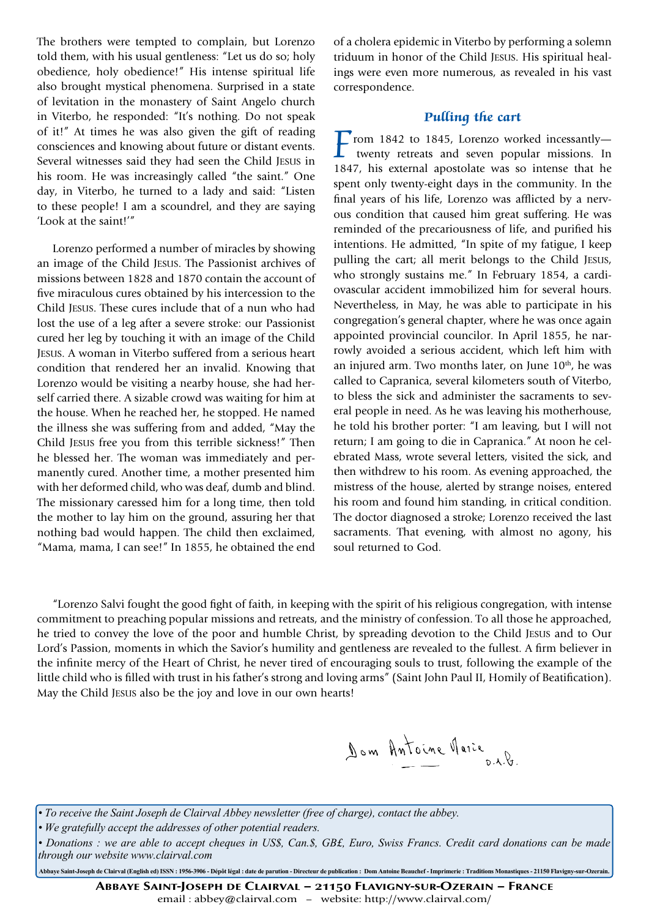The brothers were tempted to complain, but Lorenzo told them, with his usual gentleness: "Let us do so; holy obedience, holy obedience!" His intense spiritual life also brought mystical phenomena. Surprised in a state of levitation in the monastery of Saint Angelo church in Viterbo, he responded: "It's nothing. Do not speak of it!" At times he was also given the gift of reading consciences and knowing about future or distant events. Several witnesses said they had seen the Child Jesus in his room. He was increasingly called "the saint." One day, in Viterbo, he turned to a lady and said: "Listen to these people! I am a scoundrel, and they are saying 'Look at the saint!'"

Lorenzo performed a number of miracles by showing an image of the Child Jesus. The Passionist archives of missions between 1828 and 1870 contain the account of five miraculous cures obtained by his intercession to the Child Jesus. These cures include that of a nun who had lost the use of a leg after a severe stroke: our Passionist cured her leg by touching it with an image of the Child Jesus. A woman in Viterbo suffered from a serious heart condition that rendered her an invalid. Knowing that Lorenzo would be visiting a nearby house, she had herself carried there. A sizable crowd was waiting for him at the house. When he reached her, he stopped. He named the illness she was suffering from and added, "May the Child Jesus free you from this terrible sickness!" Then he blessed her. The woman was immediately and permanently cured. Another time, a mother presented him with her deformed child, who was deaf, dumb and blind. The missionary caressed him for a long time, then told the mother to lay him on the ground, assuring her that nothing bad would happen. The child then exclaimed, "Mama, mama, I can see!" In 1855, he obtained the end of a cholera epidemic in Viterbo by performing a solemn triduum in honor of the Child Jesus. His spiritual healings were even more numerous, as revealed in his vast correspondence.

## Pulling the cart

From 1842 to 1845, Lorenzo worked incessantly—twenty retreats and seven popular missions. In 1847, his external apostolate was so intense that he spent only twenty-eight days in the community. In the final years of his life, Lorenzo was afflicted by a nervous condition that caused him great suffering. He was reminded of the precariousness of life, and purified his intentions. He admitted, "In spite of my fatigue, I keep pulling the cart; all merit belongs to the Child Jesus, who strongly sustains me." In February 1854, a cardiovascular accident immobilized him for several hours. Nevertheless, in May, he was able to participate in his congregation's general chapter, where he was once again appointed provincial councilor. In April 1855, he narrowly avoided a serious accident, which left him with an injured arm. Two months later, on June 10th, he was called to Capranica, several kilometers south of Viterbo, to bless the sick and administer the sacraments to several people in need. As he was leaving his motherhouse, he told his brother porter: "I am leaving, but I will not return; I am going to die in Capranica." At noon he celebrated Mass, wrote several letters, visited the sick, and then withdrew to his room. As evening approached, the mistress of the house, alerted by strange noises, entered his room and found him standing, in critical condition. The doctor diagnosed a stroke; Lorenzo received the last sacraments. That evening, with almost no agony, his soul returned to God.

"Lorenzo Salvi fought the good fight of faith, in keeping with the spirit of his religious congregation, with intense commitment to preaching popular missions and retreats, and the ministry of confession. To all those he approached, he tried to convey the love of the poor and humble Christ, by spreading devotion to the Child Jesus and to Our Lord's Passion, moments in which the Savior's humility and gentleness are revealed to the fullest. A firm believer in the infinite mercy of the Heart of Christ, he never tired of encouraging souls to trust, following the example of the little child who is filled with trust in his father's strong and loving arms" (Saint John Paul II, Homily of Beatification). May the Child Jesus also be the joy and love in our own hearts!

Dom Antoine Marie o.s.b.

- *To receive the Saint Joseph de Clairval Abbey newsletter (free of charge), contact the abbey.*
- *We gratefully accept the addresses of other potential readers.*
- *Donations : we are able to accept cheques in US$, Can.$, GB£, Euro, Swiss Francs. Credit card donations can be made through our website www.clairval.com*

**Abbaye Saint-Joseph de Clairval (English ed) ISSN : 1956-3906 - Dépôt légal : date de parution - Directeur de publication : Dom Antoine Beauchef - Imprimerie : Traditions Monastiques - 21150 Flavigny-sur-Ozerain.**

**Abbaye Saint-Joseph de Clairval – 21150 Flavigny-sur-Ozerain – France**
email : abbey@clairval.com – website: http://www.clairval.com/